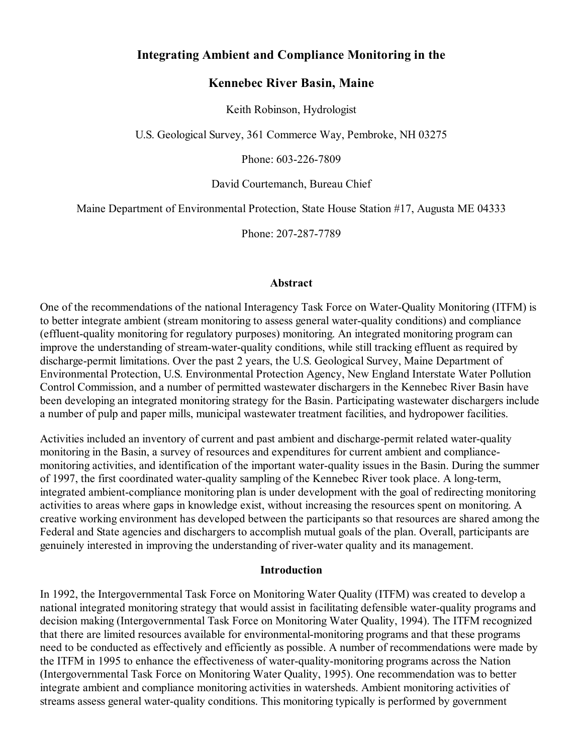# Integrating Ambient and Compliance Monitoring in the

# Kennebec River Basin, Maine

Keith Robinson, Hydrologist

U.S. Geological Survey, 361 Commerce Way, Pembroke, NH 03275

Phone: 603-226-7809

David Courtemanch, Bureau Chief

Maine Department of Environmental Protection, State House Station #17, Augusta ME 04333

Phone: 207-287-7789

## Abstract

One of the recommendations of the national Interagency Task Force on Water-Quality Monitoring (ITFM) is to better integrate ambient (stream monitoring to assess general water-quality conditions) and compliance (effluent-quality monitoring for regulatory purposes) monitoring. An integrated monitoring program can improve the understanding of stream-water-quality conditions, while still tracking effluent as required by discharge-permit limitations. Over the past 2 years, the U.S. Geological Survey, Maine Department of Environmental Protection, U.S. Environmental Protection Agency, New England Interstate Water Pollution Control Commission, and a number of permitted wastewater dischargers in the Kennebec River Basin have been developing an integrated monitoring strategy for the Basin. Participating wastewater dischargers include a number of pulp and paper mills, municipal wastewater treatment facilities, and hydropower facilities.

Activities included an inventory of current and past ambient and discharge-permit related water-quality monitoring in the Basin, a survey of resources and expenditures for current ambient and compliance-monitoring activities, and identification of the important water-quality issues in the Basin. During the summer of 1997, the first coordinated water-quality sampling of the Kennebec River took place. A long-term, integrated ambient-compliance monitoring plan is under development with the goal of redirecting monitoring activities to areas where gaps in knowledge exist, without increasing the resources spent on monitoring. A creative working environment has developed between the participants so that resources are shared among the Federal and State agencies and dischargers to accomplish mutual goals of the plan. Overall, participants are genuinely interested in improving the understanding of river-water quality and its management.

## Introduction

In 1992, the Intergovernmental Task Force on Monitoring Water Quality (ITFM) was created to develop a national integrated monitoring strategy that would assist in facilitating defensible water-quality programs and decision making (Intergovernmental Task Force on Monitoring Water Quality, 1994). The ITFM recognized that there are limited resources available for environmental-monitoring programs and that these programs need to be conducted as effectively and efficiently as possible. A number of recommendations were made by the ITFM in 1995 to enhance the effectiveness of water-quality-monitoring programs across the Nation (Intergovernmental Task Force on Monitoring Water Quality, 1995). One recommendation was to better integrate ambient and compliance monitoring activities in watersheds. Ambient monitoring activities of streams assess general water-quality conditions. This monitoring typically is performed by government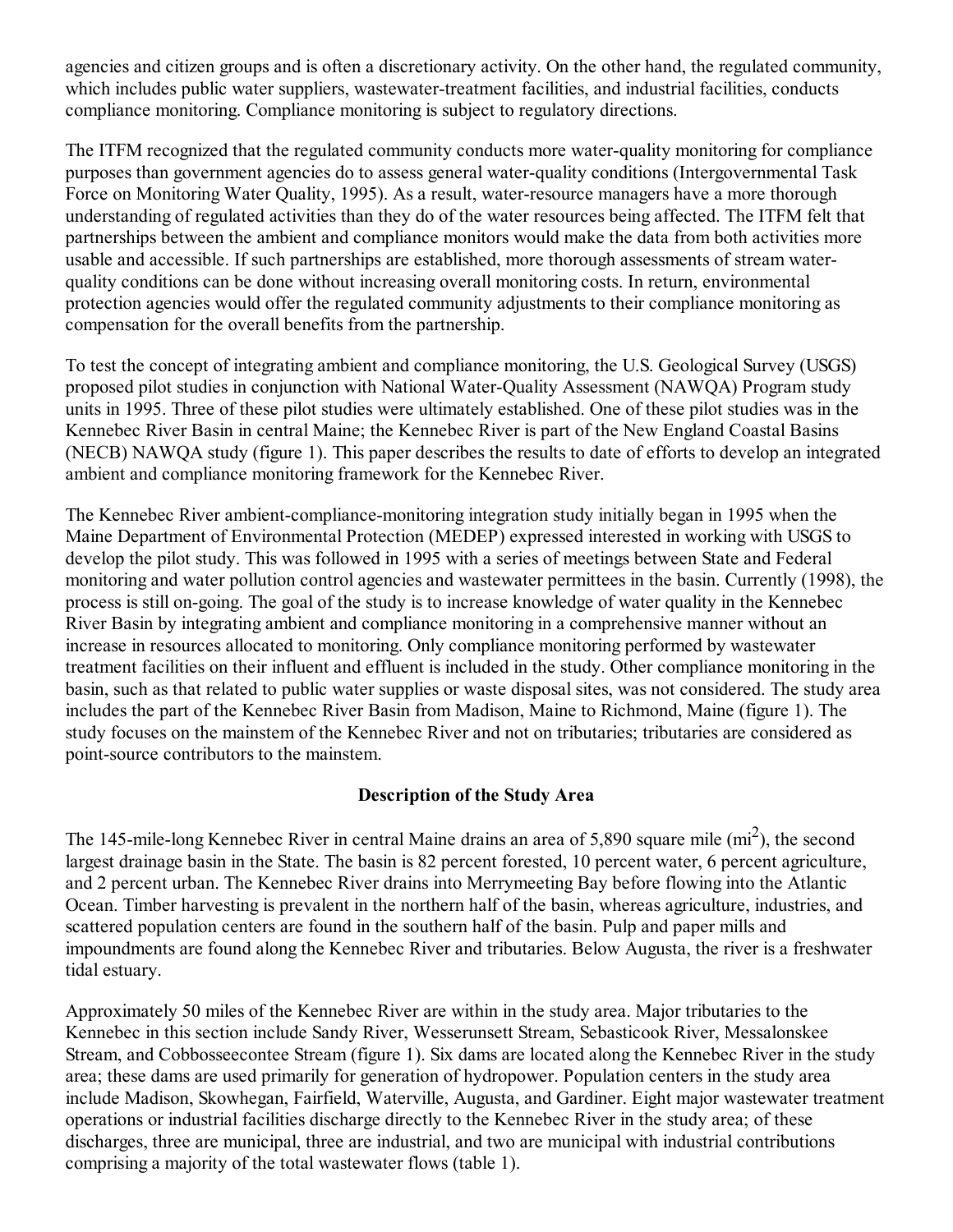agencies and citizen groups and is often a discretionary activity. On the other hand, the regulated community, which includes public water suppliers, wastewater-treatment facilities, and industrial facilities, conducts compliance monitoring. Compliance monitoring is subject to regulatory directions.

The ITFM recognized that the regulated community conducts more water-quality monitoring for compliance purposes than government agencies do to assess general water-quality conditions (Intergovernmental Task Force on Monitoring Water Quality, 1995). As a result, water-resource managers have a more thorough understanding of regulated activities than they do of the water resources being affected. The ITFM felt that partnerships between the ambient and compliance monitors would make the data from both activities more usable and accessible. If such partnerships are established, more thorough assessments of stream water-quality conditions can be done without increasing overall monitoring costs. In return, environmental protection agencies would offer the regulated community adjustments to their compliance monitoring as compensation for the overall benefits from the partnership.

To test the concept of integrating ambient and compliance monitoring, the U.S. Geological Survey (USGS) proposed pilot studies in conjunction with National Water-Quality Assessment (NAWQA) Program study units in 1995. Three of these pilot studies were ultimately established. One of these pilot studies was in the Kennebec River Basin in central Maine; the Kennebec River is part of the New England Coastal Basins (NECB) NAWQA study (figure 1). This paper describes the results to date of efforts to develop an integrated ambient and compliance monitoring framework for the Kennebec River.

The Kennebec River ambient-compliance-monitoring integration study initially began in 1995 when the Maine Department of Environmental Protection (MEDEP) expressed interested in working with USGS to develop the pilot study. This was followed in 1995 with a series of meetings between State and Federal monitoring and water pollution control agencies and wastewater permittees in the basin. Currently (1998), the process is still on-going. The goal of the study is to increase knowledge of water quality in the Kennebec River Basin by integrating ambient and compliance monitoring in a comprehensive manner without an increase in resources allocated to monitoring. Only compliance monitoring performed by wastewater treatment facilities on their influent and effluent is included in the study. Other compliance monitoring in the basin, such as that related to public water supplies or waste disposal sites, was not considered. The study area includes the part of the Kennebec River Basin from Madison, Maine to Richmond, Maine (figure 1). The study focuses on the mainstem of the Kennebec River and not on tributaries; tributaries are considered as point-source contributors to the mainstem.

## Description of the Study Area

The 145-mile-long Kennebec River in central Maine drains an area of 5,890 square mile ($mi^2$), the second largest drainage basin in the State. The basin is 82 percent forested, 10 percent water, 6 percent agriculture, and 2 percent urban. The Kennebec River drains into Merrymeeting Bay before flowing into the Atlantic Ocean. Timber harvesting is prevalent in the northern half of the basin, whereas agriculture, industries, and scattered population centers are found in the southern half of the basin. Pulp and paper mills and impoundments are found along the Kennebec River and tributaries. Below Augusta, the river is a freshwater tidal estuary.

Approximately 50 miles of the Kennebec River are within in the study area. Major tributaries to the Kennebec in this section include Sandy River, Wesserunsett Stream, Sebasticook River, Messalonskee Stream, and Cobbosseecontee Stream (figure 1). Six dams are located along the Kennebec River in the study area; these dams are used primarily for generation of hydropower. Population centers in the study area include Madison, Skowhegan, Fairfield, Waterville, Augusta, and Gardiner. Eight major wastewater treatment operations or industrial facilities discharge directly to the Kennebec River in the study area; of these discharges, three are municipal, three are industrial, and two are municipal with industrial contributions comprising a majority of the total wastewater flows (table 1).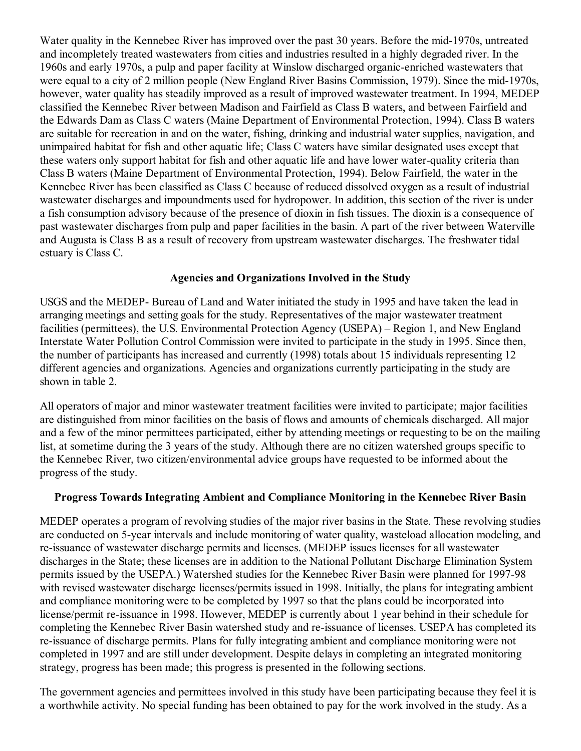Water quality in the Kennebec River has improved over the past 30 years. Before the mid-1970s, untreated and incompletely treated wastewaters from cities and industries resulted in a highly degraded river. In the 1960s and early 1970s, a pulp and paper facility at Winslow discharged organic-enriched wastewaters that were equal to a city of 2 million people (New England River Basins Commission, 1979). Since the mid-1970s, however, water quality has steadily improved as a result of improved wastewater treatment. In 1994, MEDEP classified the Kennebec River between Madison and Fairfield as Class B waters, and between Fairfield and the Edwards Dam as Class C waters (Maine Department of Environmental Protection, 1994). Class B waters are suitable for recreation in and on the water, fishing, drinking and industrial water supplies, navigation, and unimpaired habitat for fish and other aquatic life; Class C waters have similar designated uses except that these waters only support habitat for fish and other aquatic life and have lower water-quality criteria than Class B waters (Maine Department of Environmental Protection, 1994). Below Fairfield, the water in the Kennebec River has been classified as Class C because of reduced dissolved oxygen as a result of industrial wastewater discharges and impoundments used for hydropower. In addition, this section of the river is under a fish consumption advisory because of the presence of dioxin in fish tissues. The dioxin is a consequence of past wastewater discharges from pulp and paper facilities in the basin. A part of the river between Waterville and Augusta is Class B as a result of recovery from upstream wastewater discharges. The freshwater tidal estuary is Class C.

## Agencies and Organizations Involved in the Study

USGS and the MEDEP- Bureau of Land and Water initiated the study in 1995 and have taken the lead in arranging meetings and setting goals for the study. Representatives of the major wastewater treatment facilities (permittees), the U.S. Environmental Protection Agency (USEPA) – Region 1, and New England Interstate Water Pollution Control Commission were invited to participate in the study in 1995. Since then, the number of participants has increased and currently (1998) totals about 15 individuals representing 12 different agencies and organizations. Agencies and organizations currently participating in the study are shown in table 2.

All operators of major and minor wastewater treatment facilities were invited to participate; major facilities are distinguished from minor facilities on the basis of flows and amounts of chemicals discharged. All major and a few of the minor permittees participated, either by attending meetings or requesting to be on the mailing list, at sometime during the 3 years of the study. Although there are no citizen watershed groups specific to the Kennebec River, two citizen/environmental advice groups have requested to be informed about the progress of the study.

## Progress Towards Integrating Ambient and Compliance Monitoring in the Kennebec River Basin

MEDEP operates a program of revolving studies of the major river basins in the State. These revolving studies are conducted on 5-year intervals and include monitoring of water quality, wasteload allocation modeling, and re-issuance of wastewater discharge permits and licenses. (MEDEP issues licenses for all wastewater discharges in the State; these licenses are in addition to the National Pollutant Discharge Elimination System permits issued by the USEPA.) Watershed studies for the Kennebec River Basin were planned for 1997-98 with revised wastewater discharge licenses/permits issued in 1998. Initially, the plans for integrating ambient and compliance monitoring were to be completed by 1997 so that the plans could be incorporated into license/permit re-issuance in 1998. However, MEDEP is currently about 1 year behind in their schedule for completing the Kennebec River Basin watershed study and re-issuance of licenses. USEPA has completed its re-issuance of discharge permits. Plans for fully integrating ambient and compliance monitoring were not completed in 1997 and are still under development. Despite delays in completing an integrated monitoring strategy, progress has been made; this progress is presented in the following sections.

The government agencies and permittees involved in this study have been participating because they feel it is a worthwhile activity. No special funding has been obtained to pay for the work involved in the study. As a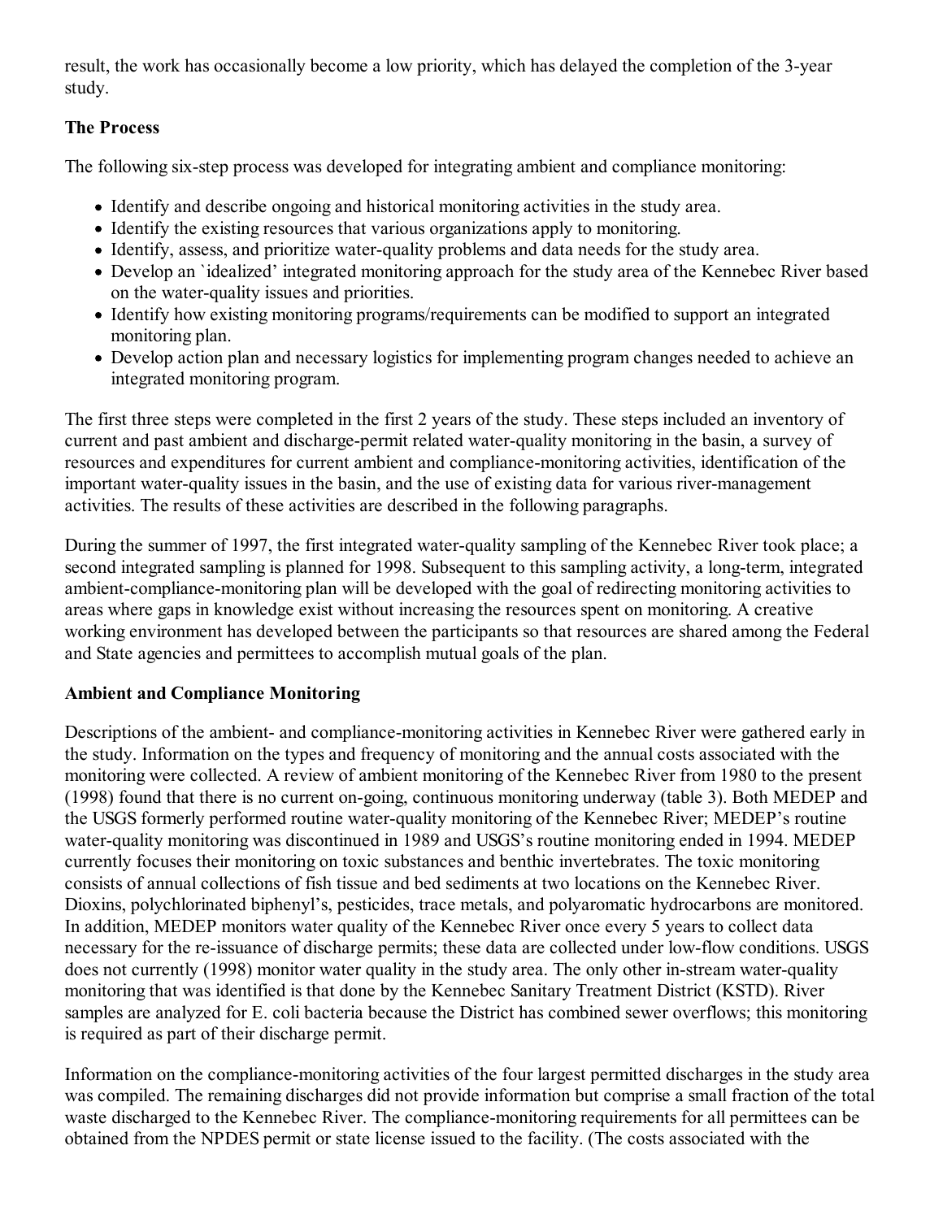result, the work has occasionally become a low priority, which has delayed the completion of the 3-year study.

**The Process**

The following six-step process was developed for integrating ambient and compliance monitoring:

- Identify and describe ongoing and historical monitoring activities in the study area.
- Identify the existing resources that various organizations apply to monitoring.
- Identify, assess, and prioritize water-quality problems and data needs for the study area.
- Develop an `idealized' integrated monitoring approach for the study area of the Kennebec River based on the water-quality issues and priorities.
- Identify how existing monitoring programs/requirements can be modified to support an integrated monitoring plan.
- Develop action plan and necessary logistics for implementing program changes needed to achieve an integrated monitoring program.

The first three steps were completed in the first 2 years of the study. These steps included an inventory of current and past ambient and discharge-permit related water-quality monitoring in the basin, a survey of resources and expenditures for current ambient and compliance-monitoring activities, identification of the important water-quality issues in the basin, and the use of existing data for various river-management activities. The results of these activities are described in the following paragraphs.

During the summer of 1997, the first integrated water-quality sampling of the Kennebec River took place; a second integrated sampling is planned for 1998. Subsequent to this sampling activity, a long-term, integrated ambient-compliance-monitoring plan will be developed with the goal of redirecting monitoring activities to areas where gaps in knowledge exist without increasing the resources spent on monitoring. A creative working environment has developed between the participants so that resources are shared among the Federal and State agencies and permittees to accomplish mutual goals of the plan.

**Ambient and Compliance Monitoring**

Descriptions of the ambient- and compliance-monitoring activities in Kennebec River were gathered early in the study. Information on the types and frequency of monitoring and the annual costs associated with the monitoring were collected. A review of ambient monitoring of the Kennebec River from 1980 to the present (1998) found that there is no current on-going, continuous monitoring underway (table 3). Both MEDEP and the USGS formerly performed routine water-quality monitoring of the Kennebec River; MEDEP's routine water-quality monitoring was discontinued in 1989 and USGS's routine monitoring ended in 1994. MEDEP currently focuses their monitoring on toxic substances and benthic invertebrates. The toxic monitoring consists of annual collections of fish tissue and bed sediments at two locations on the Kennebec River. Dioxins, polychlorinated biphenyl's, pesticides, trace metals, and polyaromatic hydrocarbons are monitored. In addition, MEDEP monitors water quality of the Kennebec River once every 5 years to collect data necessary for the re-issuance of discharge permits; these data are collected under low-flow conditions. USGS does not currently (1998) monitor water quality in the study area. The only other in-stream water-quality monitoring that was identified is that done by the Kennebec Sanitary Treatment District (KSTD). River samples are analyzed for E. coli bacteria because the District has combined sewer overflows; this monitoring is required as part of their discharge permit.

Information on the compliance-monitoring activities of the four largest permitted discharges in the study area was compiled. The remaining discharges did not provide information but comprise a small fraction of the total waste discharged to the Kennebec River. The compliance-monitoring requirements for all permittees can be obtained from the NPDES permit or state license issued to the facility. (The costs associated with the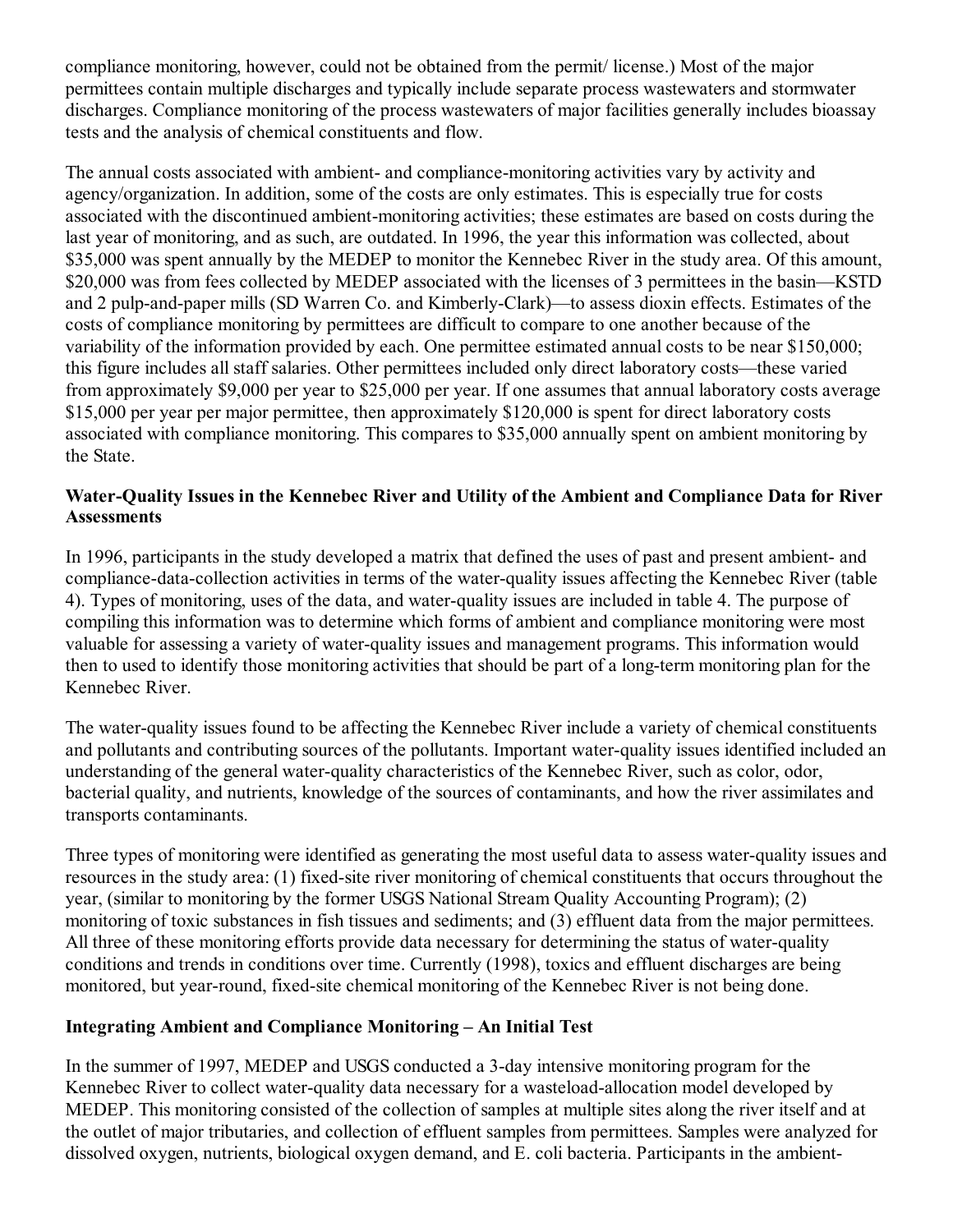compliance monitoring, however, could not be obtained from the permit/ license.) Most of the major permittees contain multiple discharges and typically include separate process wastewaters and stormwater discharges. Compliance monitoring of the process wastewaters of major facilities generally includes bioassay tests and the analysis of chemical constituents and flow.

The annual costs associated with ambient- and compliance-monitoring activities vary by activity and agency/organization. In addition, some of the costs are only estimates. This is especially true for costs associated with the discontinued ambient-monitoring activities; these estimates are based on costs during the last year of monitoring, and as such, are outdated. In 1996, the year this information was collected, about $35,000 was spent annually by the MEDEP to monitor the Kennebec River in the study area. Of this amount, $20,000 was from fees collected by MEDEP associated with the licenses of 3 permittees in the basin—KSTD and 2 pulp-and-paper mills (SD Warren Co. and Kimberly-Clark)—to assess dioxin effects. Estimates of the costs of compliance monitoring by permittees are difficult to compare to one another because of the variability of the information provided by each. One permittee estimated annual costs to be near $150,000; this figure includes all staff salaries. Other permittees included only direct laboratory costs—these varied from approximately $9,000 per year to $25,000 per year. If one assumes that annual laboratory costs average $15,000 per year per major permittee, then approximately $120,000 is spent for direct laboratory costs associated with compliance monitoring. This compares to $35,000 annually spent on ambient monitoring by the State.

**Water-Quality Issues in the Kennebec River and Utility of the Ambient and Compliance Data for River Assessments**

In 1996, participants in the study developed a matrix that defined the uses of past and present ambient- and compliance-data-collection activities in terms of the water-quality issues affecting the Kennebec River (table 4). Types of monitoring, uses of the data, and water-quality issues are included in table 4. The purpose of compiling this information was to determine which forms of ambient and compliance monitoring were most valuable for assessing a variety of water-quality issues and management programs. This information would then to used to identify those monitoring activities that should be part of a long-term monitoring plan for the Kennebec River.

The water-quality issues found to be affecting the Kennebec River include a variety of chemical constituents and pollutants and contributing sources of the pollutants. Important water-quality issues identified included an understanding of the general water-quality characteristics of the Kennebec River, such as color, odor, bacterial quality, and nutrients, knowledge of the sources of contaminants, and how the river assimilates and transports contaminants.

Three types of monitoring were identified as generating the most useful data to assess water-quality issues and resources in the study area: (1) fixed-site river monitoring of chemical constituents that occurs throughout the year, (similar to monitoring by the former USGS National Stream Quality Accounting Program); (2) monitoring of toxic substances in fish tissues and sediments; and (3) effluent data from the major permittees. All three of these monitoring efforts provide data necessary for determining the status of water-quality conditions and trends in conditions over time. Currently (1998), toxics and effluent discharges are being monitored, but year-round, fixed-site chemical monitoring of the Kennebec River is not being done.

**Integrating Ambient and Compliance Monitoring – An Initial Test**

In the summer of 1997, MEDEP and USGS conducted a 3-day intensive monitoring program for the Kennebec River to collect water-quality data necessary for a wasteload-allocation model developed by MEDEP. This monitoring consisted of the collection of samples at multiple sites along the river itself and at the outlet of major tributaries, and collection of effluent samples from permittees. Samples were analyzed for dissolved oxygen, nutrients, biological oxygen demand, and E. coli bacteria. Participants in the ambient-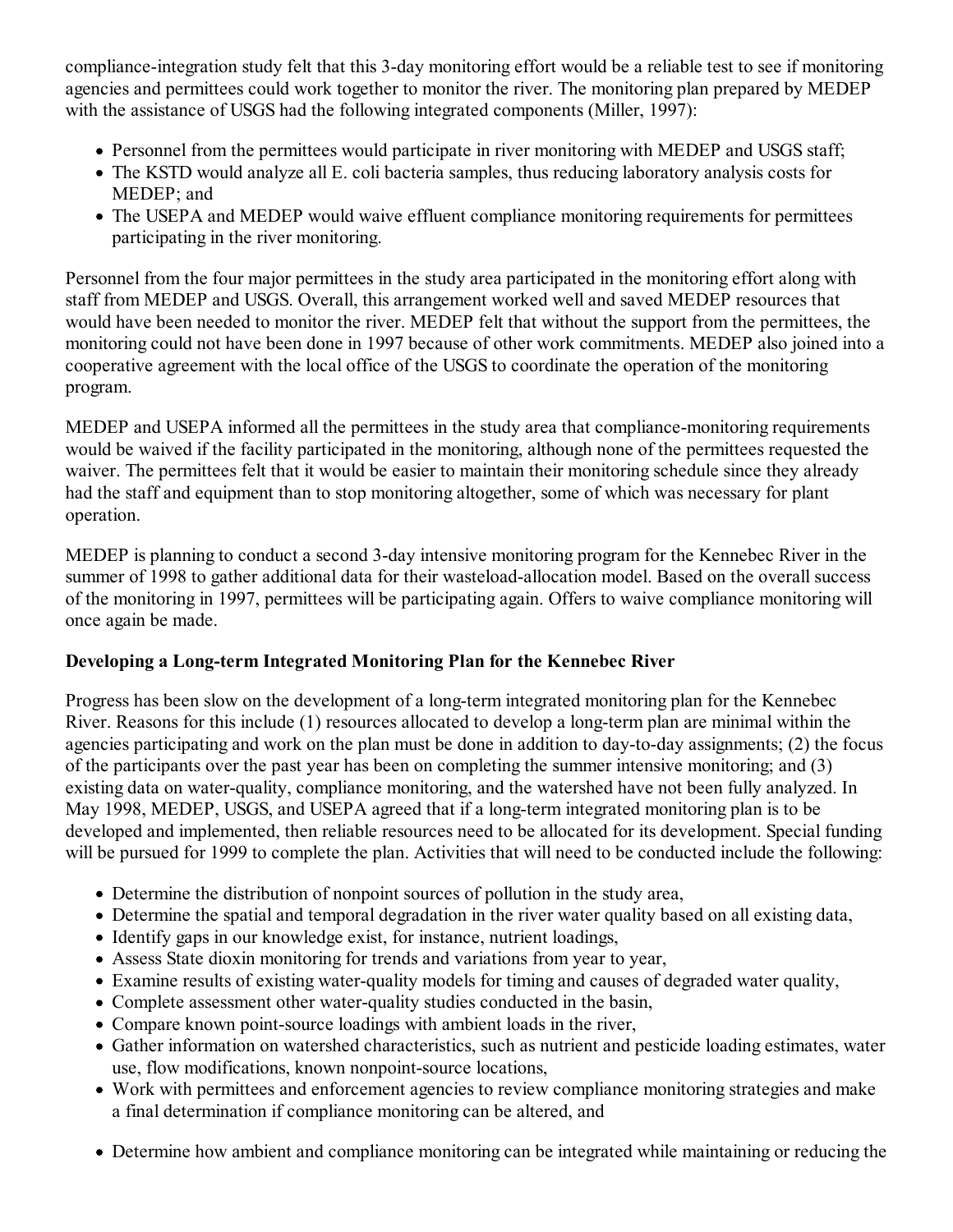compliance-integration study felt that this 3-day monitoring effort would be a reliable test to see if monitoring agencies and permittees could work together to monitor the river. The monitoring plan prepared by MEDEP with the assistance of USGS had the following integrated components (Miller, 1997):

- Personnel from the permittees would participate in river monitoring with MEDEP and USGS staff;
- The KSTD would analyze all E. coli bacteria samples, thus reducing laboratory analysis costs for MEDEP; and
- The USEPA and MEDEP would waive effluent compliance monitoring requirements for permittees participating in the river monitoring.

Personnel from the four major permittees in the study area participated in the monitoring effort along with staff from MEDEP and USGS. Overall, this arrangement worked well and saved MEDEP resources that would have been needed to monitor the river. MEDEP felt that without the support from the permittees, the monitoring could not have been done in 1997 because of other work commitments. MEDEP also joined into a cooperative agreement with the local office of the USGS to coordinate the operation of the monitoring program.

MEDEP and USEPA informed all the permittees in the study area that compliance-monitoring requirements would be waived if the facility participated in the monitoring, although none of the permittees requested the waiver. The permittees felt that it would be easier to maintain their monitoring schedule since they already had the staff and equipment than to stop monitoring altogether, some of which was necessary for plant operation.

MEDEP is planning to conduct a second 3-day intensive monitoring program for the Kennebec River in the summer of 1998 to gather additional data for their wasteload-allocation model. Based on the overall success of the monitoring in 1997, permittees will be participating again. Offers to waive compliance monitoring will once again be made.

**Developing a Long-term Integrated Monitoring Plan for the Kennebec River**

Progress has been slow on the development of a long-term integrated monitoring plan for the Kennebec River. Reasons for this include (1) resources allocated to develop a long-term plan are minimal within the agencies participating and work on the plan must be done in addition to day-to-day assignments; (2) the focus of the participants over the past year has been on completing the summer intensive monitoring; and (3) existing data on water-quality, compliance monitoring, and the watershed have not been fully analyzed. In May 1998, MEDEP, USGS, and USEPA agreed that if a long-term integrated monitoring plan is to be developed and implemented, then reliable resources need to be allocated for its development. Special funding will be pursued for 1999 to complete the plan. Activities that will need to be conducted include the following:

- Determine the distribution of nonpoint sources of pollution in the study area,
- Determine the spatial and temporal degradation in the river water quality based on all existing data,
- Identify gaps in our knowledge exist, for instance, nutrient loadings,
- Assess State dioxin monitoring for trends and variations from year to year,
- Examine results of existing water-quality models for timing and causes of degraded water quality,
- Complete assessment other water-quality studies conducted in the basin,
- Compare known point-source loadings with ambient loads in the river,
- Gather information on watershed characteristics, such as nutrient and pesticide loading estimates, water use, flow modifications, known nonpoint-source locations,
- Work with permittees and enforcement agencies to review compliance monitoring strategies and make a final determination if compliance monitoring can be altered, and
- Determine how ambient and compliance monitoring can be integrated while maintaining or reducing the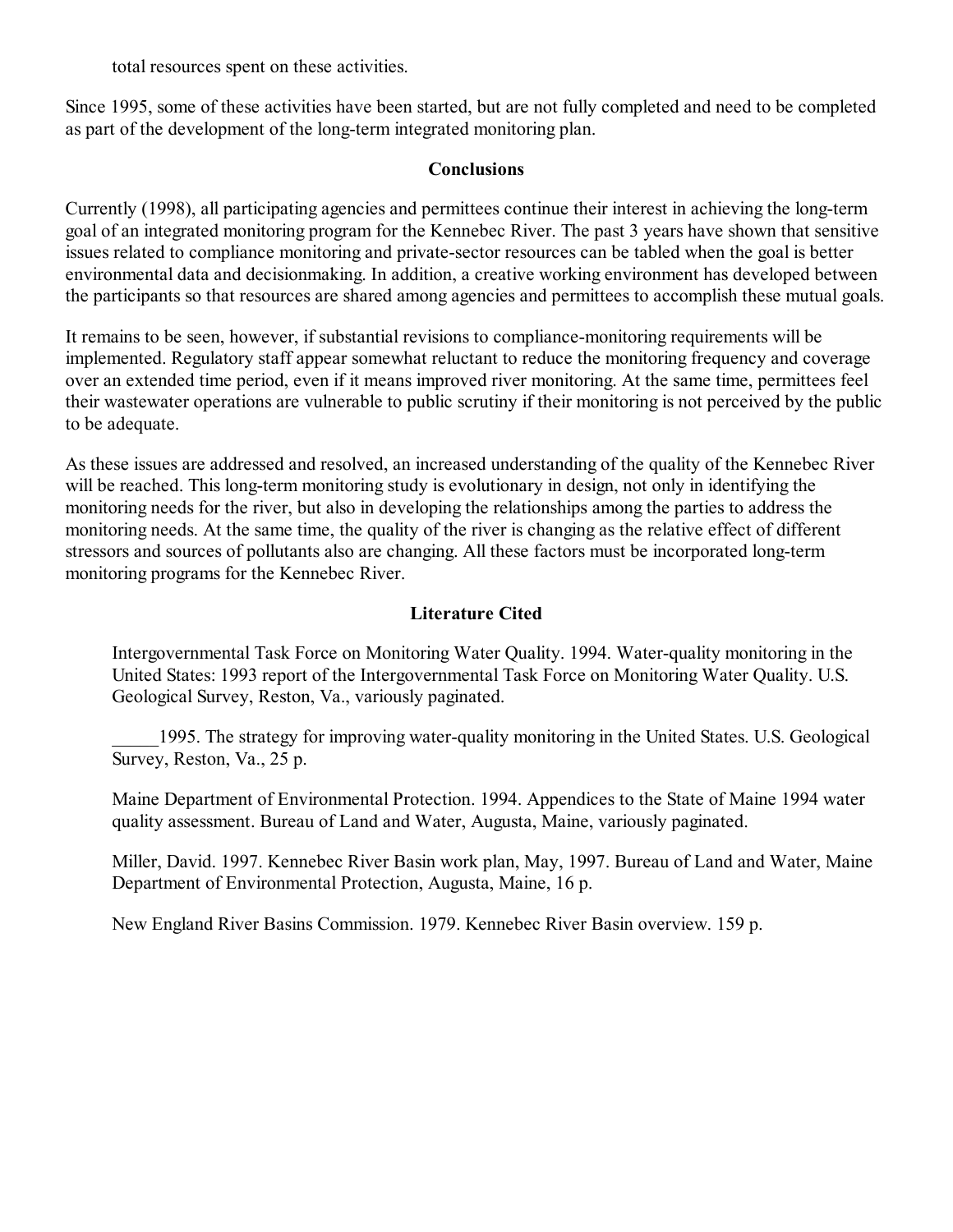total resources spent on these activities.

Since 1995, some of these activities have been started, but are not fully completed and need to be completed as part of the development of the long-term integrated monitoring plan.

## Conclusions

Currently (1998), all participating agencies and permittees continue their interest in achieving the long-term goal of an integrated monitoring program for the Kennebec River. The past 3 years have shown that sensitive issues related to compliance monitoring and private-sector resources can be tabled when the goal is better environmental data and decisionmaking. In addition, a creative working environment has developed between the participants so that resources are shared among agencies and permittees to accomplish these mutual goals.

It remains to be seen, however, if substantial revisions to compliance-monitoring requirements will be implemented. Regulatory staff appear somewhat reluctant to reduce the monitoring frequency and coverage over an extended time period, even if it means improved river monitoring. At the same time, permittees feel their wastewater operations are vulnerable to public scrutiny if their monitoring is not perceived by the public to be adequate.

As these issues are addressed and resolved, an increased understanding of the quality of the Kennebec River will be reached. This long-term monitoring study is evolutionary in design, not only in identifying the monitoring needs for the river, but also in developing the relationships among the parties to address the monitoring needs. At the same time, the quality of the river is changing as the relative effect of different stressors and sources of pollutants also are changing. All these factors must be incorporated long-term monitoring programs for the Kennebec River.

## Literature Cited

Intergovernmental Task Force on Monitoring Water Quality. 1994. Water-quality monitoring in the United States: 1993 report of the Intergovernmental Task Force on Monitoring Water Quality. U.S. Geological Survey, Reston, Va., variously paginated.

_____1995. The strategy for improving water-quality monitoring in the United States. U.S. Geological Survey, Reston, Va., 25 p.

Maine Department of Environmental Protection. 1994. Appendices to the State of Maine 1994 water quality assessment. Bureau of Land and Water, Augusta, Maine, variously paginated.

Miller, David. 1997. Kennebec River Basin work plan, May, 1997. Bureau of Land and Water, Maine Department of Environmental Protection, Augusta, Maine, 16 p.

New England River Basins Commission. 1979. Kennebec River Basin overview. 159 p.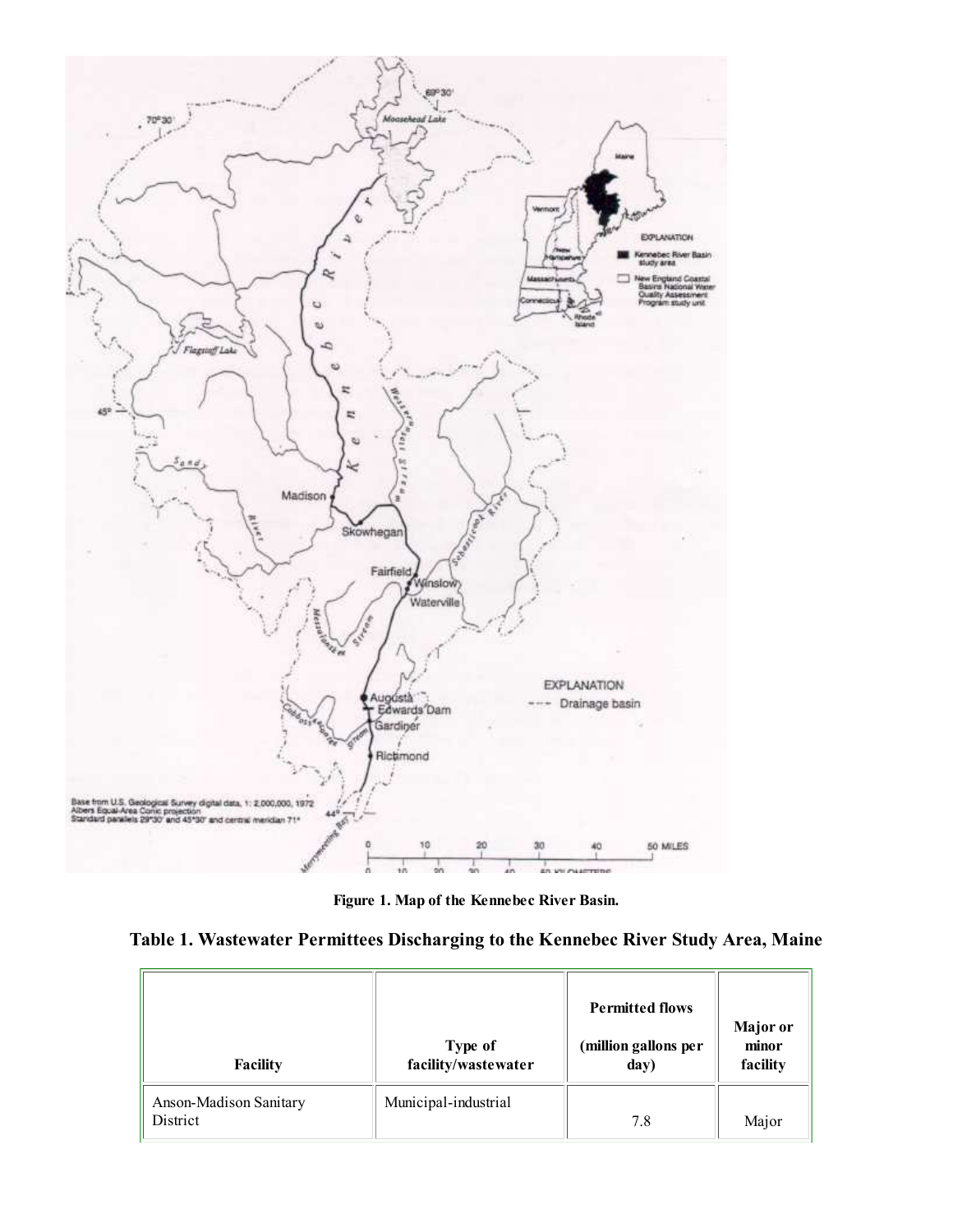**Figure 1. Map of the Kennebec River Basin.**

## Table 1. Wastewater Permittees Discharging to the Kennebec River Study Area, Maine

| Facility | Type of facility/wastewater | Permitted flows (million gallons per day) | Major or minor facility |
|---|---|---|---|
| Anson-Madison Sanitary District | Municipal-industrial | 7.8 | Major |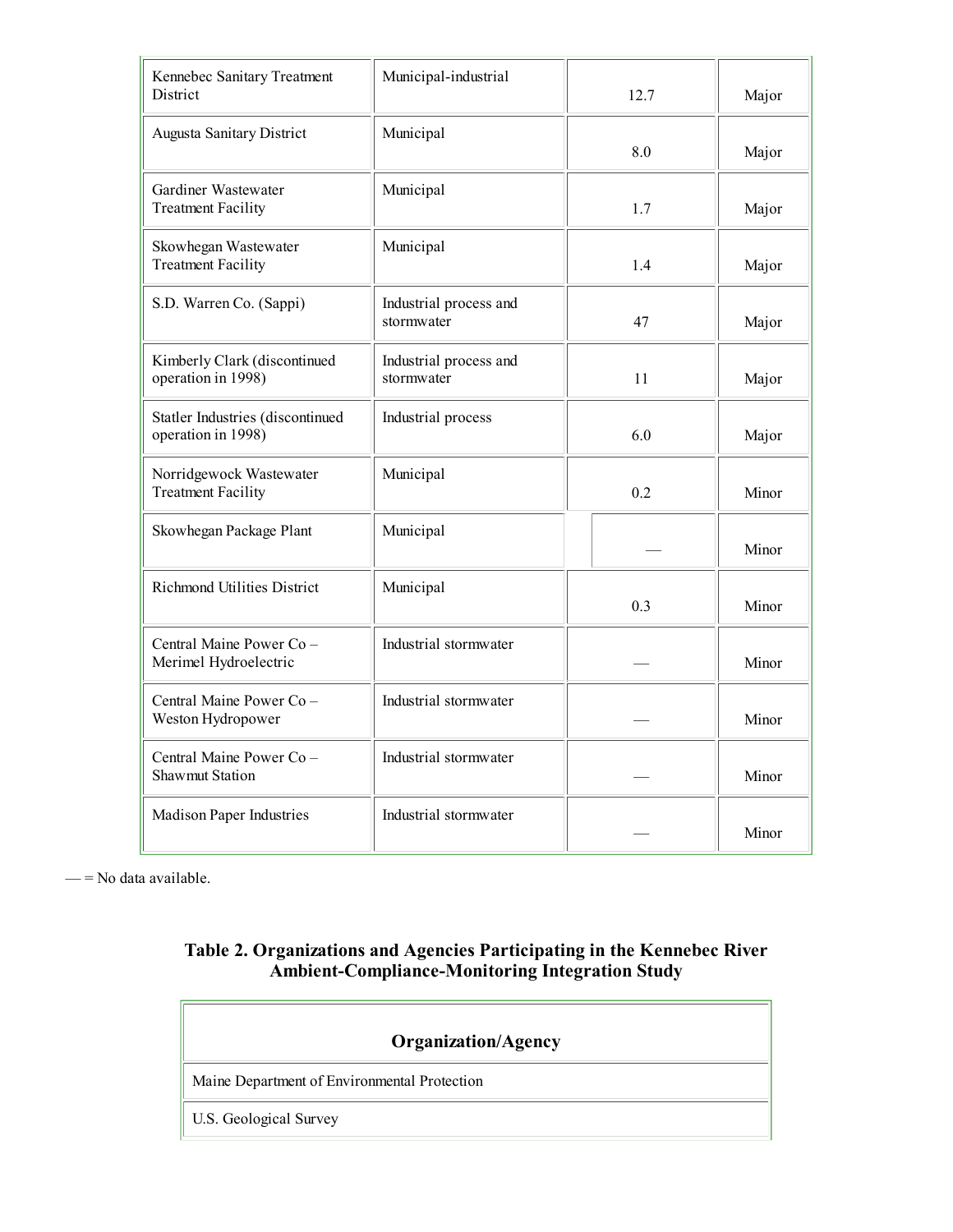| | | | |
|---|---|---|---|
| Kennebec Sanitary Treatment District | Municipal-industrial | 12.7 | Major |
| Augusta Sanitary District | Municipal | 8.0 | Major |
| Gardiner Wastewater Treatment Facility | Municipal | 1.7 | Major |
| Skowhegan Wastewater Treatment Facility | Municipal | 1.4 | Major |
| S.D. Warren Co. (Sappi) | Industrial process and stormwater | 47 | Major |
| Kimberly Clark (discontinued operation in 1998) | Industrial process and stormwater | 11 | Major |
| Statler Industries (discontinued operation in 1998) | Industrial process | 6.0 | Major |
| Norridgewock Wastewater Treatment Facility | Municipal | 0.2 | Minor |
| Skowhegan Package Plant | Municipal | — | Minor |
| Richmond Utilities District | Municipal | 0.3 | Minor |
| Central Maine Power Co – Merimel Hydroelectric | Industrial stormwater | — | Minor |
| Central Maine Power Co – Weston Hydropower | Industrial stormwater | — | Minor |
| Central Maine Power Co – Shawmut Station | Industrial stormwater | — | Minor |
| Madison Paper Industries | Industrial stormwater | — | Minor |

— = No data available.

### Table 2. Organizations and Agencies Participating in the Kennebec River Ambient-Compliance-Monitoring Integration Study

| Organization/Agency |
|---|
| Maine Department of Environmental Protection |
| U.S. Geological Survey |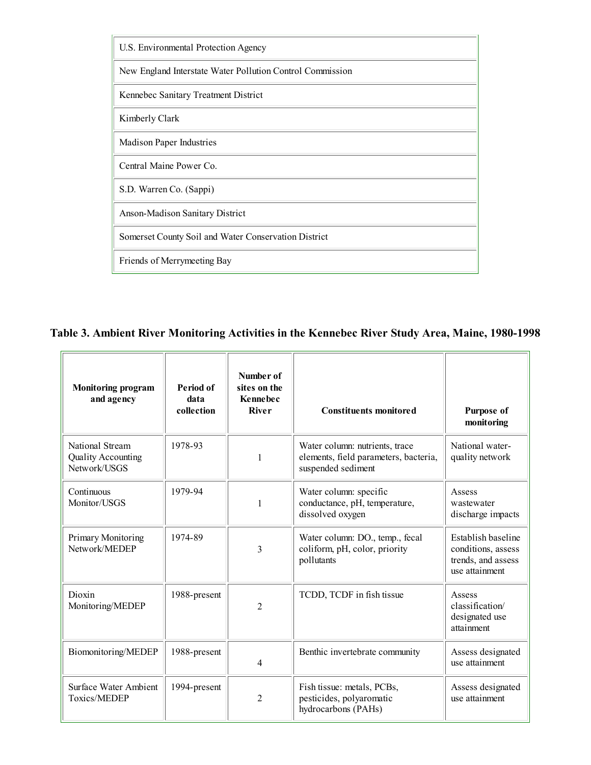| U.S. Environmental Protection Agency |
| --- |
| New England Interstate Water Pollution Control Commission |
| Kennebec Sanitary Treatment District |
| Kimberly Clark |
| Madison Paper Industries |
| Central Maine Power Co. |
| S.D. Warren Co. (Sappi) |
| Anson-Madison Sanitary District |
| Somerset County Soil and Water Conservation District |
| Friends of Merrymeeting Bay |

**Table 3. Ambient River Monitoring Activities in the Kennebec River Study Area, Maine, 1980-1998**

| Monitoring program and agency | Period of data collection | Number of sites on the Kennebec River | Constituents monitored | Purpose of monitoring |
| --- | --- | --- | --- | --- |
| National Stream Quality Accounting Network/USGS | 1978-93 | 1 | Water column: nutrients, trace elements, field parameters, bacteria, suspended sediment | National water-quality network |
| Continuous Monitor/USGS | 1979-94 | 1 | Water column: specific conductance, pH, temperature, dissolved oxygen | Assess wastewater discharge impacts |
| Primary Monitoring Network/MEDEP | 1974-89 | 3 | Water column: DO., temp., fecal coliform, pH, color, priority pollutants | Establish baseline conditions, assess trends, and assess use attainment |
| Dioxin Monitoring/MEDEP | 1988-present | 2 | TCDD, TCDF in fish tissue | Assess classification/ designated use attainment |
| Biomonitoring/MEDEP | 1988-present | 4 | Benthic invertebrate community | Assess designated use attainment |
| Surface Water Ambient Toxics/MEDEP | 1994-present | 2 | Fish tissue: metals, PCBs, pesticides, polyaromatic hydrocarbons (PAHs) | Assess designated use attainment |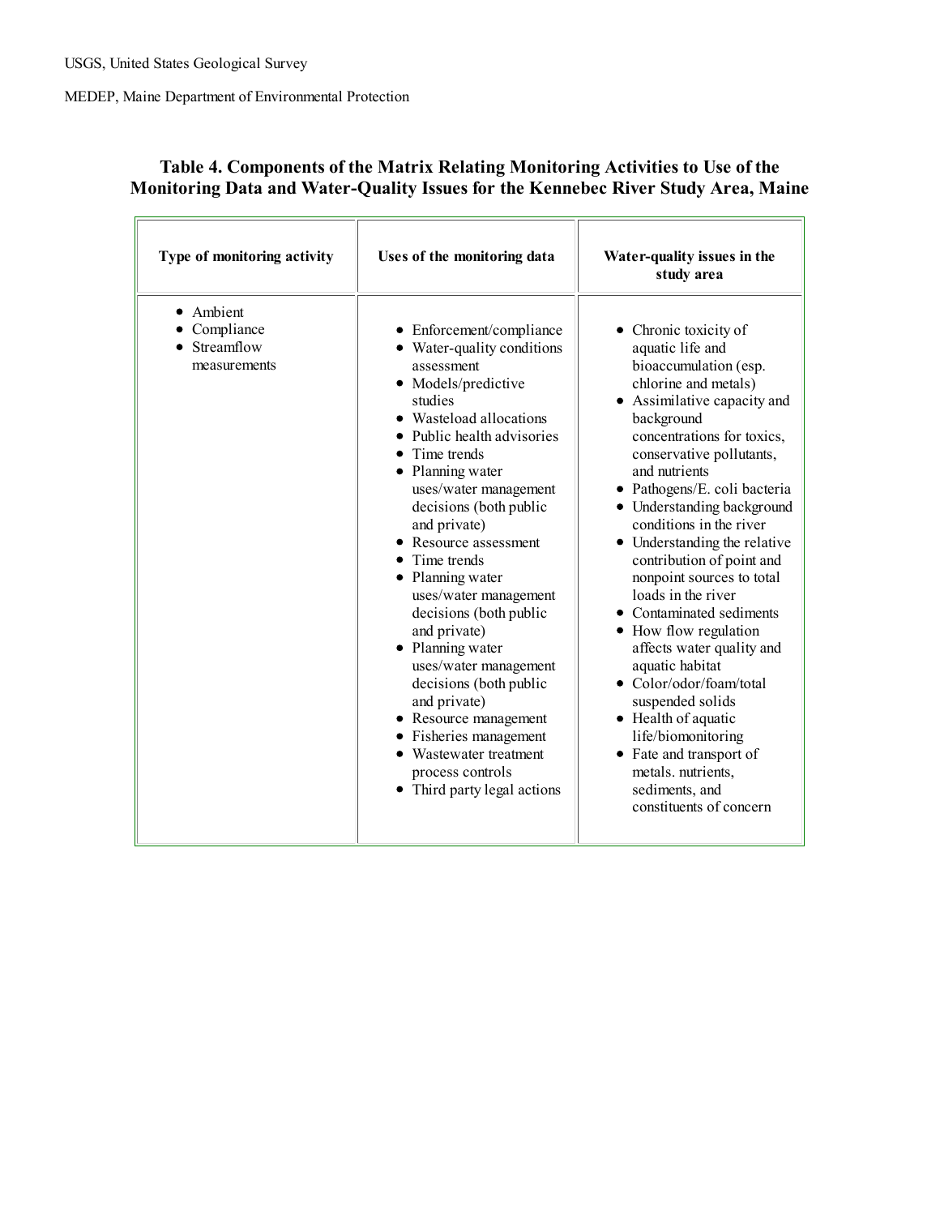USGS, United States Geological Survey

MEDEP, Maine Department of Environmental Protection

### Table 4. Components of the Matrix Relating Monitoring Activities to Use of the Monitoring Data and Water-Quality Issues for the Kennebec River Study Area, Maine

| Type of monitoring activity | Uses of the monitoring data | Water-quality issues in the study area |
|---|---|---|
| • Ambient<br>• Compliance<br>• Streamflow measurements | • Enforcement/compliance<br>• Water-quality conditions assessment<br>• Models/predictive studies<br>• Wasteload allocations<br>• Public health advisories<br>• Time trends<br>• Planning water uses/water management decisions (both public and private)<br>• Resource assessment<br>• Time trends<br>• Planning water uses/water management decisions (both public and private)<br>• Planning water uses/water management decisions (both public and private)<br>• Resource management<br>• Fisheries management<br>• Wastewater treatment process controls<br>• Third party legal actions | • Chronic toxicity of aquatic life and bioaccumulation (esp. chlorine and metals)<br>• Assimilative capacity and background concentrations for toxics, conservative pollutants, and nutrients<br>• Pathogens/E. coli bacteria<br>• Understanding background conditions in the river<br>• Understanding the relative contribution of point and nonpoint sources to total loads in the river<br>• Contaminated sediments<br>• How flow regulation affects water quality and aquatic habitat<br>• Color/odor/foam/total suspended solids<br>• Health of aquatic life/biomonitoring<br>• Fate and transport of metals. nutrients, sediments, and constituents of concern |